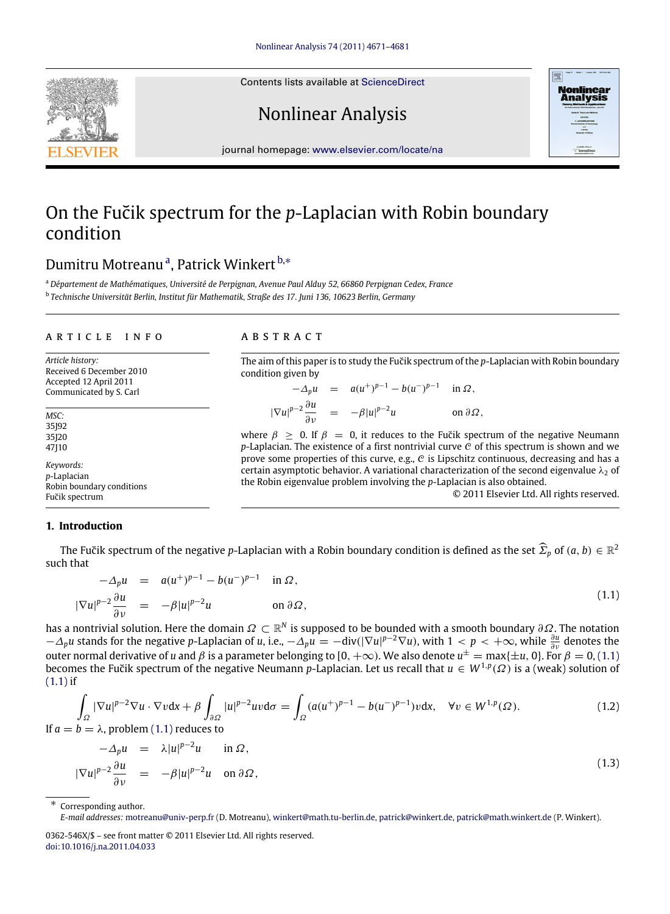# On the Fučik spectrum for the $p$-Laplacian with Robin boundary condition

Dumitru Motreanu[a], Patrick Winkert[b,*]

[a] *Département de Mathématiques, Université de Perpignan, Avenue Paul Alduy 52, 66860 Perpignan Cedex, France*

[b] *Technische Universität Berlin, Institut für Mathematik, Straße des 17. Juni 136, 10623 Berlin, Germany*

## ARTICLE INFO

*Article history:*
Received 6 December 2010
Accepted 12 April 2011
Communicated by S. Carl

*MSC:*
35J92
35J20
47J10

*Keywords:*
$p$-Laplacian
Robin boundary conditions
Fučik spectrum

## ABSTRACT

The aim of this paper is to study the Fučik spectrum of the $p$-Laplacian with Robin boundary condition given by

$$
\begin{aligned}
-\Delta_p u &= a(u^+)^{p-1} - b(u^-)^{p-1} && \text{in } \Omega, \\
|\nabla u|^{p-2}\frac{\partial u}{\partial \nu} &= -\beta |u|^{p-2}u && \text{on } \partial\Omega,
\end{aligned}
$$

where $\beta \geq 0$. If $\beta = 0$, it reduces to the Fučik spectrum of the negative Neumann $p$-Laplacian. The existence of a first nontrivial curve $\mathcal{C}$ of this spectrum is shown and we prove some properties of this curve, e.g., $\mathcal{C}$ is Lipschitz continuous, decreasing and has a certain asymptotic behavior. A variational characterization of the second eigenvalue $\lambda_2$ of the Robin eigenvalue problem involving the $p$-Laplacian is also obtained.

© 2011 Elsevier Ltd. All rights reserved.

## 1. Introduction

The Fučik spectrum of the negative $p$-Laplacian with a Robin boundary condition is defined as the set $\widehat{\Sigma}_p$ of $(a, b) \in \mathbb{R}^2$ such that

$$
\begin{aligned}
-\Delta_p u &= a(u^+)^{p-1} - b(u^-)^{p-1} && \text{in } \Omega, \\
|\nabla u|^{p-2}\frac{\partial u}{\partial \nu} &= -\beta |u|^{p-2}u && \text{on } \partial\Omega,
\end{aligned}
\tag{1.1}
$$

has a nontrivial solution. Here the domain $\Omega \subset \mathbb{R}^N$ is supposed to be bounded with a smooth boundary $\partial\Omega$. The notation $-\Delta_p u$ stands for the negative $p$-Laplacian of $u$, i.e., $-\Delta_p u = -\operatorname{div}(|\nabla u|^{p-2}\nabla u)$, with $1 < p < +\infty$, while $\frac{\partial u}{\partial \nu}$ denotes the outer normal derivative of $u$ and $\beta$ is a parameter belonging to $[0, +\infty)$. We also denote $u^{\pm} = \max\{\pm u, 0\}$. For $\beta = 0$, (1.1) becomes the Fučik spectrum of the negative Neumann $p$-Laplacian. Let us recall that $u \in W^{1,p}(\Omega)$ is a (weak) solution of (1.1) if

$$
\int_\Omega |\nabla u|^{p-2}\nabla u \cdot \nabla v \, dx + \beta \int_{\partial\Omega} |u|^{p-2}uv \, d\sigma = \int_\Omega (a(u^+)^{p-1} - b(u^-)^{p-1})v \, dx, \quad \forall v \in W^{1,p}(\Omega). \tag{1.2}
$$

If $a = b = \lambda$, problem (1.1) reduces to

$$
\begin{aligned}
-\Delta_p u &= \lambda |u|^{p-2}u && \text{in } \Omega, \\
|\nabla u|^{p-2}\frac{\partial u}{\partial \nu} &= -\beta |u|^{p-2}u && \text{on } \partial\Omega,
\end{aligned}
\tag{1.3}
$$

[*] Corresponding author.
*E-mail addresses:* motreanu@univ-perp.fr (D. Motreanu), winkert@math.tu-berlin.de, patrick@winkert.de, patrick@math.winkert.de (P. Winkert).

0362-546X/$ – see front matter © 2011 Elsevier Ltd. All rights reserved.
doi:10.1016/j.na.2011.04.033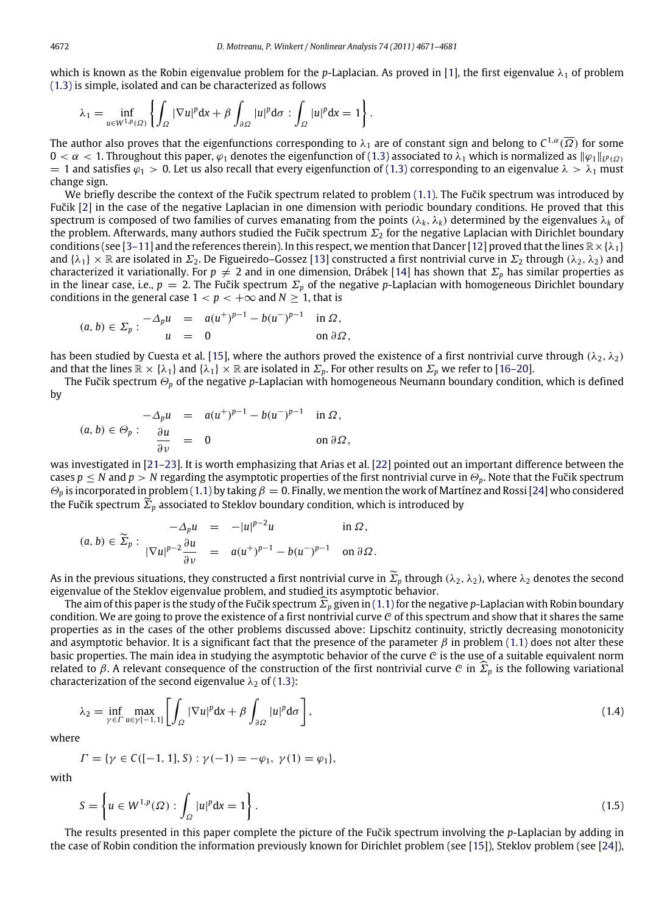which is known as the Robin eigenvalue problem for the $p$-Laplacian. As proved in [1], the first eigenvalue $\lambda_1$ of problem (1.3) is simple, isolated and can be characterized as follows

$$\lambda_1 = \inf_{u \in W^{1,p}(\Omega)} \left\{ \int_\Omega |\nabla u|^p \mathrm{d}x + \beta \int_{\partial\Omega} |u|^p \mathrm{d}\sigma : \int_\Omega |u|^p \mathrm{d}x = 1 \right\}.$$

The author also proves that the eigenfunctions corresponding to $\lambda_1$ are of constant sign and belong to $C^{1,\alpha}(\overline{\Omega})$ for some $0 < \alpha < 1$. Throughout this paper, $\varphi_1$ denotes the eigenfunction of (1.3) associated to $\lambda_1$ which is normalized as $\|\varphi_1\|_{L^p(\Omega)} = 1$ and satisfies $\varphi_1 > 0$. Let us also recall that every eigenfunction of (1.3) corresponding to an eigenvalue $\lambda > \lambda_1$ must change sign.

We briefly describe the context of the Fučik spectrum related to problem (1.1). The Fučik spectrum was introduced by Fučik [2] in the case of the negative Laplacian in one dimension with periodic boundary conditions. He proved that this spectrum is composed of two families of curves emanating from the points $(\lambda_k, \lambda_k)$ determined by the eigenvalues $\lambda_k$ of the problem. Afterwards, many authors studied the Fučik spectrum $\Sigma_2$ for the negative Laplacian with Dirichlet boundary conditions (see [3–11] and the references therein). In this respect, we mention that Dancer [12] proved that the lines $\mathbb{R} \times \{\lambda_1\}$ and $\{\lambda_1\} \times \mathbb{R}$ are isolated in $\Sigma_2$. De Figueiredo–Gossez [13] constructed a first nontrivial curve in $\Sigma_2$ through $(\lambda_2, \lambda_2)$ and characterized it variationally. For $p \neq 2$ and in one dimension, Drábek [14] has shown that $\Sigma_p$ has similar properties as in the linear case, i.e., $p = 2$. The Fučik spectrum $\Sigma_p$ of the negative $p$-Laplacian with homogeneous Dirichlet boundary conditions in the general case $1 < p < +\infty$ and $N \geq 1$, that is

$$(a, b) \in \Sigma_p : \begin{array}{rcll} -\Delta_p u & = & a(u^+)^{p-1} - b(u^-)^{p-1} & \text{in } \Omega, \\ u & = & 0 & \text{on } \partial\Omega, \end{array}$$

has been studied by Cuesta et al. [15], where the authors proved the existence of a first nontrivial curve through $(\lambda_2, \lambda_2)$ and that the lines $\mathbb{R} \times \{\lambda_1\}$ and $\{\lambda_1\} \times \mathbb{R}$ are isolated in $\Sigma_p$. For other results on $\Sigma_p$ we refer to [16–20].

The Fučik spectrum $\Theta_p$ of the negative $p$-Laplacian with homogeneous Neumann boundary condition, which is defined by

$$(a, b) \in \Theta_p : \begin{array}{rcll} -\Delta_p u & = & a(u^+)^{p-1} - b(u^-)^{p-1} & \text{in } \Omega, \\ \dfrac{\partial u}{\partial \nu} & = & 0 & \text{on } \partial\Omega, \end{array}$$

was investigated in [21–23]. It is worth emphasizing that Arias et al. [22] pointed out an important difference between the cases $p \leq N$ and $p > N$ regarding the asymptotic properties of the first nontrivial curve in $\Theta_p$. Note that the Fučik spectrum $\Theta_p$ is incorporated in problem (1.1) by taking $\beta = 0$. Finally, we mention the work of Martínez and Rossi [24] who considered the Fučik spectrum $\widetilde{\Sigma}_p$ associated to Steklov boundary condition, which is introduced by

$$(a, b) \in \widetilde{\Sigma}_p : \begin{array}{rcll} -\Delta_p u & = & -|u|^{p-2} u & \text{in } \Omega, \\ |\nabla u|^{p-2} \dfrac{\partial u}{\partial \nu} & = & a(u^+)^{p-1} - b(u^-)^{p-1} & \text{on } \partial\Omega. \end{array}$$

As in the previous situations, they constructed a first nontrivial curve in $\widetilde{\Sigma}_p$ through $(\lambda_2, \lambda_2)$, where $\lambda_2$ denotes the second eigenvalue of the Steklov eigenvalue problem, and studied its asymptotic behavior.

The aim of this paper is the study of the Fučik spectrum $\widehat{\Sigma}_p$ given in (1.1) for the negative $p$-Laplacian with Robin boundary condition. We are going to prove the existence of a first nontrivial curve $\mathcal{C}$ of this spectrum and show that it shares the same properties as in the cases of the other problems discussed above: Lipschitz continuity, strictly decreasing monotonicity and asymptotic behavior. It is a significant fact that the presence of the parameter $\beta$ in problem (1.1) does not alter these basic properties. The main idea in studying the asymptotic behavior of the curve $\mathcal{C}$ is the use of a suitable equivalent norm related to $\beta$. A relevant consequence of the construction of the first nontrivial curve $\mathcal{C}$ in $\widehat{\Sigma}_p$ is the following variational characterization of the second eigenvalue $\lambda_2$ of (1.3):

$$\lambda_2 = \inf_{\gamma \in \Gamma} \max_{u \in \gamma[-1,1]} \left[ \int_\Omega |\nabla u|^p \mathrm{d}x + \beta \int_{\partial\Omega} |u|^p \mathrm{d}\sigma \right], \tag{1.4}$$

where

$$\Gamma = \{\gamma \in C([-1, 1], S) : \gamma(-1) = -\varphi_1,\ \gamma(1) = \varphi_1\},$$

with

$$S = \left\{ u \in W^{1,p}(\Omega) : \int_\Omega |u|^p \mathrm{d}x = 1 \right\}. \tag{1.5}$$

The results presented in this paper complete the picture of the Fučik spectrum involving the $p$-Laplacian by adding in the case of Robin condition the information previously known for Dirichlet problem (see [15]), Steklov problem (see [24]),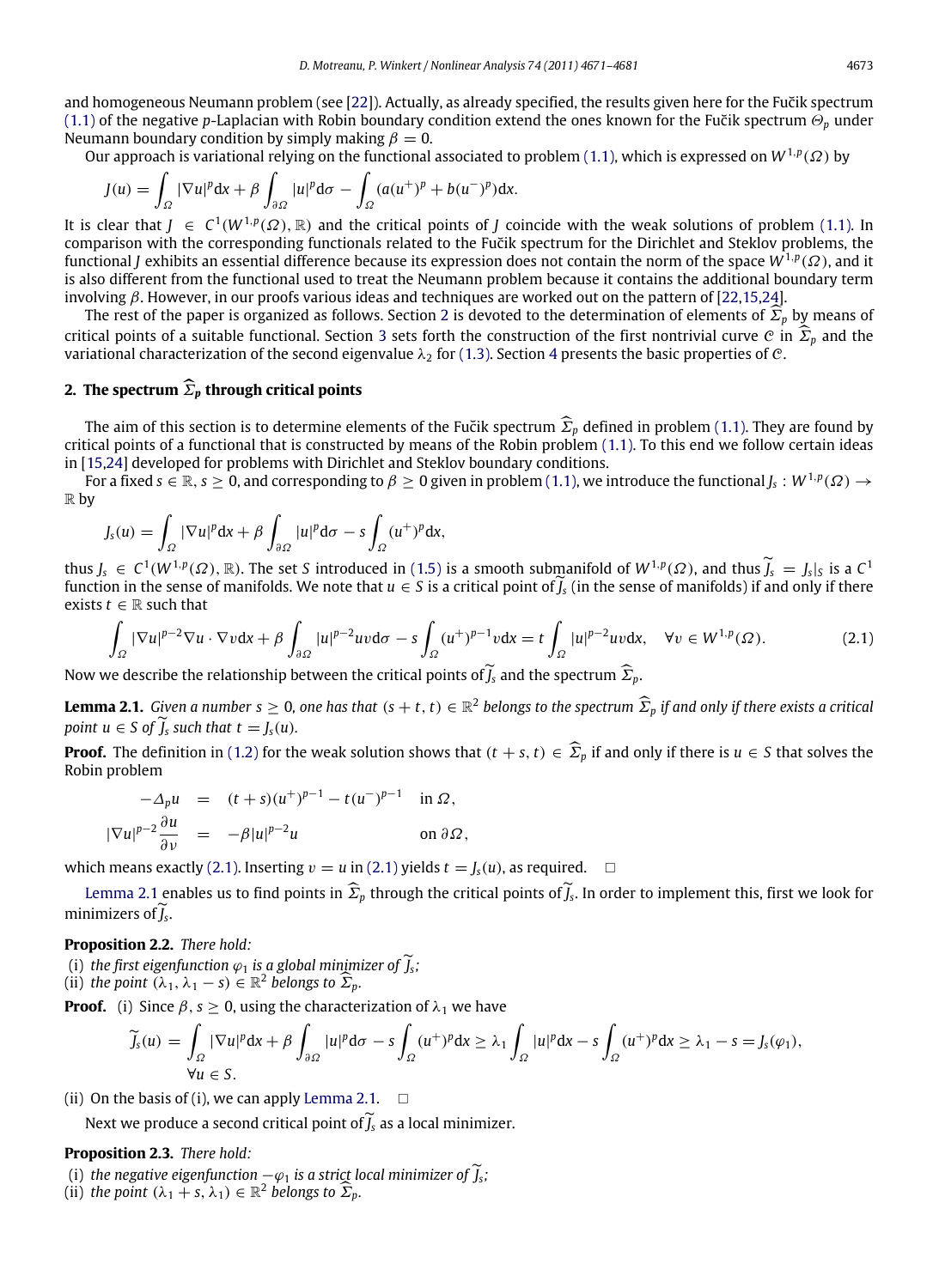and homogeneous Neumann problem (see [22]). Actually, as already specified, the results given here for the Fučik spectrum (1.1) of the negative $p$-Laplacian with Robin boundary condition extend the ones known for the Fučik spectrum $\Theta_p$ under Neumann boundary condition by simply making $\beta = 0$.

Our approach is variational relying on the functional associated to problem (1.1), which is expressed on $W^{1,p}(\Omega)$ by

$$J(u) = \int_\Omega |\nabla u|^p \mathrm{d}x + \beta \int_{\partial\Omega} |u|^p \mathrm{d}\sigma - \int_\Omega (a(u^+)^p + b(u^-)^p)\mathrm{d}x.$$

It is clear that $J \in C^1(W^{1,p}(\Omega), \mathbb{R})$ and the critical points of $J$ coincide with the weak solutions of problem (1.1). In comparison with the corresponding functionals related to the Fučik spectrum for the Dirichlet and Steklov problems, the functional $J$ exhibits an essential difference because its expression does not contain the norm of the space $W^{1,p}(\Omega)$, and it is also different from the functional used to treat the Neumann problem because it contains the additional boundary term involving $\beta$. However, in our proofs various ideas and techniques are worked out on the pattern of [22,15,24].

The rest of the paper is organized as follows. Section 2 is devoted to the determination of elements of $\widehat{\Sigma}_p$ by means of critical points of a suitable functional. Section 3 sets forth the construction of the first nontrivial curve $\mathcal{C}$ in $\widehat{\Sigma}_p$ and the variational characterization of the second eigenvalue $\lambda_2$ for (1.3). Section 4 presents the basic properties of $\mathcal{C}$.

## 2. The spectrum $\widehat{\Sigma}_p$ through critical points

The aim of this section is to determine elements of the Fučik spectrum $\widehat{\Sigma}_p$ defined in problem (1.1). They are found by critical points of a functional that is constructed by means of the Robin problem (1.1). To this end we follow certain ideas in [15,24] developed for problems with Dirichlet and Steklov boundary conditions.

For a fixed $s \in \mathbb{R}$, $s \geq 0$, and corresponding to $\beta \geq 0$ given in problem (1.1), we introduce the functional $J_s : W^{1,p}(\Omega) \to \mathbb{R}$ by

$$J_s(u) = \int_\Omega |\nabla u|^p \mathrm{d}x + \beta \int_{\partial\Omega} |u|^p \mathrm{d}\sigma - s \int_\Omega (u^+)^p \mathrm{d}x,$$

thus $J_s \in C^1(W^{1,p}(\Omega), \mathbb{R})$. The set $S$ introduced in (1.5) is a smooth submanifold of $W^{1,p}(\Omega)$, and thus $\widetilde{J}_s = J_s|_S$ is a $C^1$ function in the sense of manifolds. We note that $u \in S$ is a critical point of $\widetilde{J}_s$ (in the sense of manifolds) if and only if there exists $t \in \mathbb{R}$ such that

$$\int_\Omega |\nabla u|^{p-2} \nabla u \cdot \nabla v \mathrm{d}x + \beta \int_{\partial\Omega} |u|^{p-2} uv \mathrm{d}\sigma - s \int_\Omega (u^+)^{p-1} v \mathrm{d}x = t \int_\Omega |u|^{p-2} uv \mathrm{d}x, \quad \forall v \in W^{1,p}(\Omega). \tag{2.1}$$

Now we describe the relationship between the critical points of $\widetilde{J}_s$ and the spectrum $\widehat{\Sigma}_p$.

**Lemma 2.1.** *Given a number $s \geq 0$, one has that $(s + t, t) \in \mathbb{R}^2$ belongs to the spectrum $\widehat{\Sigma}_p$ if and only if there exists a critical point $u \in S$ of $\widetilde{J}_s$ such that $t = J_s(u)$.*

**Proof.** The definition in (1.2) for the weak solution shows that $(t + s, t) \in \widehat{\Sigma}_p$ if and only if there is $u \in S$ that solves the Robin problem

$$\begin{aligned} -\Delta_p u &= (t + s)(u^+)^{p-1} - t(u^-)^{p-1} \quad \text{in } \Omega, \\ |\nabla u|^{p-2} \frac{\partial u}{\partial \nu} &= -\beta |u|^{p-2} u \quad \text{on } \partial\Omega, \end{aligned}$$

which means exactly (2.1). Inserting $v = u$ in (2.1) yields $t = J_s(u)$, as required. □

Lemma 2.1 enables us to find points in $\widehat{\Sigma}_p$ through the critical points of $\widetilde{J}_s$. In order to implement this, first we look for minimizers of $\widetilde{J}_s$.

**Proposition 2.2.** *There hold:*

(i) *the first eigenfunction $\varphi_1$ is a global minimizer of $\widetilde{J}_s$;*
(ii) *the point $(\lambda_1, \lambda_1 - s) \in \mathbb{R}^2$ belongs to $\widehat{\Sigma}_p$.*

**Proof.** (i) Since $\beta, s \geq 0$, using the characterization of $\lambda_1$ we have

$$\widetilde{J}_s(u) = \int_\Omega |\nabla u|^p \mathrm{d}x + \beta \int_{\partial\Omega} |u|^p \mathrm{d}\sigma - s \int_\Omega (u^+)^p \mathrm{d}x \geq \lambda_1 \int_\Omega |u|^p \mathrm{d}x - s \int_\Omega (u^+)^p \mathrm{d}x \geq \lambda_1 - s = J_s(\varphi_1),$$
$$\forall u \in S.$$

(ii) On the basis of (i), we can apply Lemma 2.1. □

Next we produce a second critical point of $\widetilde{J}_s$ as a local minimizer.

**Proposition 2.3.** *There hold:*

(i) *the negative eigenfunction $-\varphi_1$ is a strict local minimizer of $\widetilde{J}_s$;*
(ii) *the point $(\lambda_1 + s, \lambda_1) \in \mathbb{R}^2$ belongs to $\widehat{\Sigma}_p$.*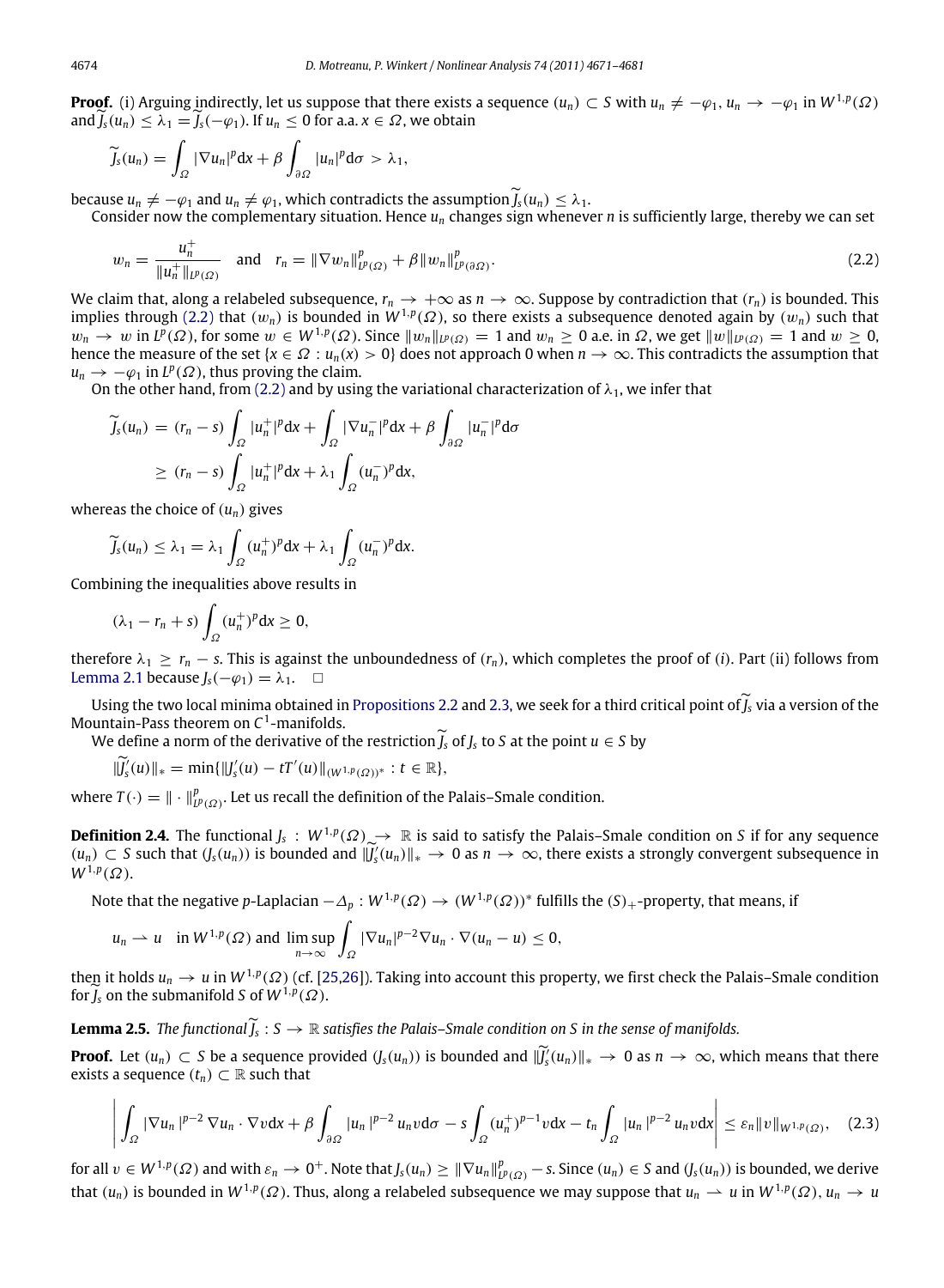**Proof.** (i) Arguing indirectly, let us suppose that there exists a sequence $(u_n) \subset S$ with $u_n \neq -\varphi_1$, $u_n \to -\varphi_1$ in $W^{1,p}(\Omega)$ and $\widetilde{J}_s(u_n) \leq \lambda_1 = \widetilde{J}_s(-\varphi_1)$. If $u_n \leq 0$ for a.a. $x \in \Omega$, we obtain

$$\widetilde{J}_s(u_n) = \int_\Omega |\nabla u_n|^p \mathrm{d}x + \beta \int_{\partial\Omega} |u_n|^p \mathrm{d}\sigma > \lambda_1,$$

because $u_n \neq -\varphi_1$ and $u_n \neq \varphi_1$, which contradicts the assumption $\widetilde{J}_s(u_n) \leq \lambda_1$.

Consider now the complementary situation. Hence $u_n$ changes sign whenever $n$ is sufficiently large, thereby we can set

$$w_n = \frac{u_n^+}{\|u_n^+\|_{L^p(\Omega)}} \quad \text{and} \quad r_n = \|\nabla w_n\|^p_{L^p(\Omega)} + \beta\|w_n\|^p_{L^p(\partial\Omega)}. \tag{2.2}$$

We claim that, along a relabeled subsequence, $r_n \to +\infty$ as $n \to \infty$. Suppose by contradiction that $(r_n)$ is bounded. This implies through (2.2) that $(w_n)$ is bounded in $W^{1,p}(\Omega)$, so there exists a subsequence denoted again by $(w_n)$ such that $w_n \to w$ in $L^p(\Omega)$, for some $w \in W^{1,p}(\Omega)$. Since $\|w_n\|_{L^p(\Omega)} = 1$ and $w_n \geq 0$ a.e. in $\Omega$, we get $\|w\|_{L^p(\Omega)} = 1$ and $w \geq 0$, hence the measure of the set $\{x \in \Omega : u_n(x) > 0\}$ does not approach 0 when $n \to \infty$. This contradicts the assumption that $u_n \to -\varphi_1$ in $L^p(\Omega)$, thus proving the claim.

On the other hand, from (2.2) and by using the variational characterization of $\lambda_1$, we infer that

$$\begin{aligned}
\widetilde{J}_s(u_n) &= (r_n - s)\int_\Omega |u_n^+|^p \mathrm{d}x + \int_\Omega |\nabla u_n^-|^p \mathrm{d}x + \beta \int_{\partial\Omega} |u_n^-|^p \mathrm{d}\sigma \\
&\geq (r_n - s)\int_\Omega |u_n^+|^p \mathrm{d}x + \lambda_1 \int_\Omega (u_n^-)^p \mathrm{d}x,
\end{aligned}$$

whereas the choice of $(u_n)$ gives

$$\widetilde{J}_s(u_n) \leq \lambda_1 = \lambda_1 \int_\Omega (u_n^+)^p \mathrm{d}x + \lambda_1 \int_\Omega (u_n^-)^p \mathrm{d}x.$$

Combining the inequalities above results in

$$(\lambda_1 - r_n + s)\int_\Omega (u_n^+)^p \mathrm{d}x \geq 0,$$

therefore $\lambda_1 \geq r_n - s$. This is against the unboundedness of $(r_n)$, which completes the proof of $(i)$. Part (ii) follows from Lemma 2.1 because $J_s(-\varphi_1) = \lambda_1$. $\square$

Using the two local minima obtained in Propositions 2.2 and 2.3, we seek for a third critical point of $\widetilde{J}_s$ via a version of the Mountain-Pass theorem on $C^1$-manifolds.

We define a norm of the derivative of the restriction $\widetilde{J}_s$ of $J_s$ to $S$ at the point $u \in S$ by

$$\|\widetilde{J}_s'(u)\|_* = \min\{\|J_s'(u) - tT'(u)\|_{(W^{1,p}(\Omega))^*} : t \in \mathbb{R}\},$$

where $T(\cdot) = \|\cdot\|^p_{L^p(\Omega)}$. Let us recall the definition of the Palais–Smale condition.

**Definition 2.4.** The functional $J_s : W^{1,p}(\Omega) \to \mathbb{R}$ is said to satisfy the Palais–Smale condition on $S$ if for any sequence $(u_n) \subset S$ such that $(J_s(u_n))$ is bounded and $\|\widetilde{J}_s'(u_n)\|_* \to 0$ as $n \to \infty$, there exists a strongly convergent subsequence in $W^{1,p}(\Omega)$.

Note that the negative $p$-Laplacian $-\Delta_p : W^{1,p}(\Omega) \to (W^{1,p}(\Omega))^*$ fulfills the $(S)_+$-property, that means, if

$$u_n \rightharpoonup u \quad \text{in } W^{1,p}(\Omega) \text{ and } \limsup_{n\to\infty} \int_\Omega |\nabla u_n|^{p-2}\nabla u_n \cdot \nabla(u_n - u) \leq 0,$$

then it holds $u_n \to u$ in $W^{1,p}(\Omega)$ (cf. [25,26]). Taking into account this property, we first check the Palais–Smale condition for $\widetilde{J}_s$ on the submanifold $S$ of $W^{1,p}(\Omega)$.

**Lemma 2.5.** *The functional $\widetilde{J}_s : S \to \mathbb{R}$ satisfies the Palais–Smale condition on $S$ in the sense of manifolds.*

**Proof.** Let $(u_n) \subset S$ be a sequence provided $(J_s(u_n))$ is bounded and $\|\widetilde{J}_s'(u_n)\|_* \to 0$ as $n \to \infty$, which means that there exists a sequence $(t_n) \subset \mathbb{R}$ such that

$$\left| \int_\Omega |\nabla u_n|^{p-2}\nabla u_n \cdot \nabla v \mathrm{d}x + \beta \int_{\partial\Omega} |u_n|^{p-2} u_n v \mathrm{d}\sigma - s\int_\Omega (u_n^+)^{p-1} v \mathrm{d}x - t_n \int_\Omega |u_n|^{p-2} u_n v \mathrm{d}x \right| \leq \varepsilon_n \|v\|_{W^{1,p}(\Omega)}, \tag{2.3}$$

for all $v \in W^{1,p}(\Omega)$ and with $\varepsilon_n \to 0^+$. Note that $J_s(u_n) \geq \|\nabla u_n\|^p_{L^p(\Omega)} - s$. Since $(u_n) \in S$ and $(J_s(u_n))$ is bounded, we derive that $(u_n)$ is bounded in $W^{1,p}(\Omega)$. Thus, along a relabeled subsequence we may suppose that $u_n \rightharpoonup u$ in $W^{1,p}(\Omega)$, $u_n \to u$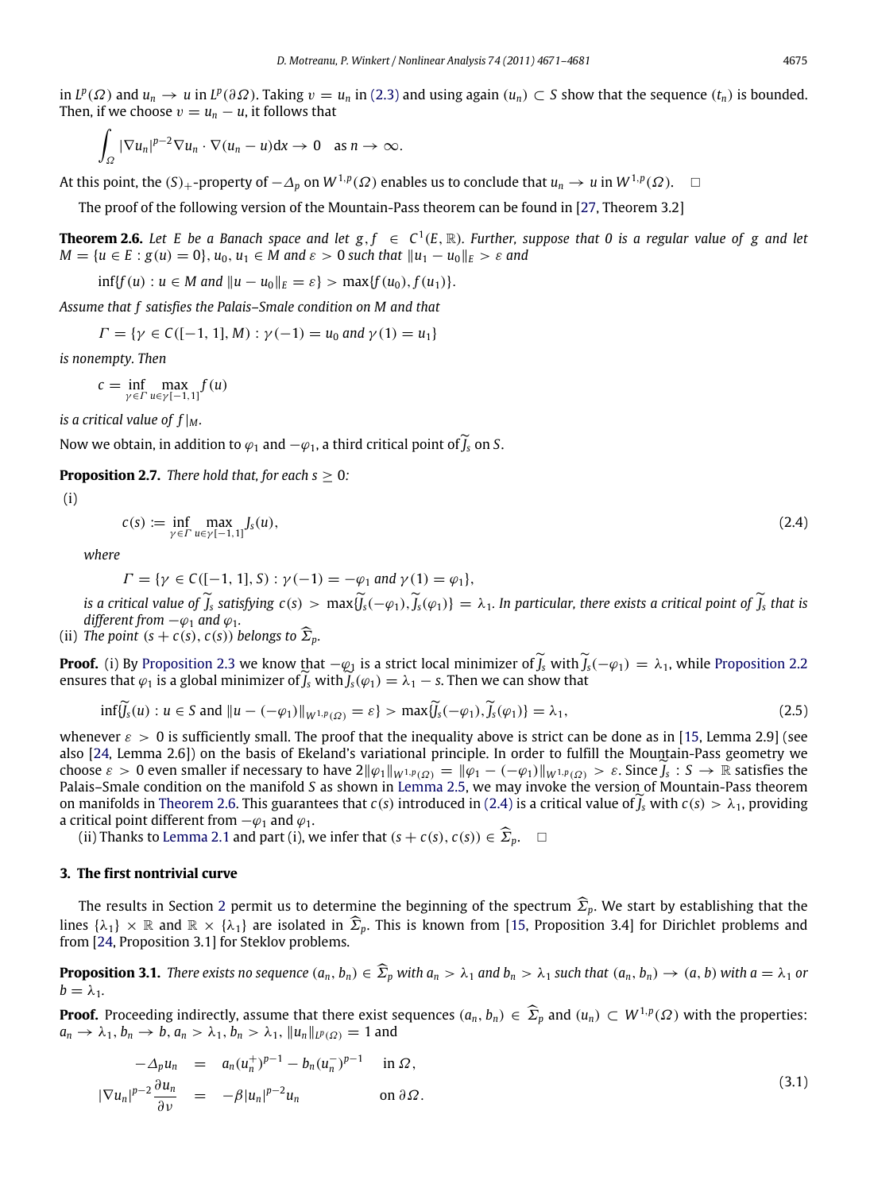in $L^p(\Omega)$ and $u_n \to u$ in $L^p(\partial\Omega)$. Taking $v = u_n$ in (2.3) and using again $(u_n) \subset S$ show that the sequence $(t_n)$ is bounded. Then, if we choose $v = u_n - u$, it follows that

$$\int_\Omega |\nabla u_n|^{p-2}\nabla u_n \cdot \nabla(u_n - u)\mathrm{d}x \to 0 \quad \text{as } n \to \infty.$$

At this point, the $(S)_+$-property of $-\Delta_p$ on $W^{1,p}(\Omega)$ enables us to conclude that $u_n \to u$ in $W^{1,p}(\Omega)$. □

The proof of the following version of the Mountain-Pass theorem can be found in [27, Theorem 3.2]

**Theorem 2.6.** *Let $E$ be a Banach space and let $g, f \in C^1(E, \mathbb{R})$. Further, suppose that 0 is a regular value of $g$ and let $M = \{u \in E : g(u) = 0\}$, $u_0, u_1 \in M$ and $\varepsilon > 0$ such that $\|u_1 - u_0\|_E > \varepsilon$ and*

$$\inf\{f(u) : u \in M \text{ and } \|u - u_0\|_E = \varepsilon\} > \max\{f(u_0), f(u_1)\}.$$

*Assume that $f$ satisfies the Palais–Smale condition on $M$ and that*

$$\Gamma = \{\gamma \in C([-1, 1], M) : \gamma(-1) = u_0 \text{ and } \gamma(1) = u_1\}$$

*is nonempty. Then*

$$c = \inf_{\gamma\in\Gamma} \max_{u\in\gamma[-1,1]} f(u)$$

*is a critical value of $f|_M$.*

Now we obtain, in addition to $\varphi_1$ and $-\varphi_1$, a third critical point of $\widetilde{J}_s$ on $S$.

**Proposition 2.7.** *There hold that, for each $s \geq 0$:*

(i)

$$c(s) := \inf_{\gamma\in\Gamma} \max_{u\in\gamma[-1,1]} J_s(u), \tag{2.4}$$

*where*

$$\Gamma = \{\gamma \in C([-1, 1], S) : \gamma(-1) = -\varphi_1 \text{ and } \gamma(1) = \varphi_1\},$$

*is a critical value of $\widetilde{J}_s$ satisfying $c(s) > \max\{\widetilde{J}_s(-\varphi_1), \widetilde{J}_s(\varphi_1)\} = \lambda_1$. In particular, there exists a critical point of $\widetilde{J}_s$ that is different from $-\varphi_1$ and $\varphi_1$.*

(ii) *The point $(s + c(s), c(s))$ belongs to $\widehat{\Sigma}_p$.*

**Proof.** (i) By Proposition 2.3 we know that $-\varphi_1$ is a strict local minimizer of $\widetilde{J}_s$ with $\widetilde{J}_s(-\varphi_1) = \lambda_1$, while Proposition 2.2 ensures that $\varphi_1$ is a global minimizer of $\widetilde{J}_s$ with $\widetilde{J}_s(\varphi_1) = \lambda_1 - s$. Then we can show that

$$\inf\{\widetilde{J}_s(u) : u \in S \text{ and } \|u - (-\varphi_1)\|_{W^{1,p}(\Omega)} = \varepsilon\} > \max\{\widetilde{J}_s(-\varphi_1), \widetilde{J}_s(\varphi_1)\} = \lambda_1, \tag{2.5}$$

whenever $\varepsilon > 0$ is sufficiently small. The proof that the inequality above is strict can be done as in [15, Lemma 2.9] (see also [24, Lemma 2.6]) on the basis of Ekeland's variational principle. In order to fulfill the Mountain-Pass geometry we choose $\varepsilon > 0$ even smaller if necessary to have $2\|\varphi_1\|_{W^{1,p}(\Omega)} = \|\varphi_1 - (-\varphi_1)\|_{W^{1,p}(\Omega)} > \varepsilon$. Since $\widetilde{J}_s : S \to \mathbb{R}$ satisfies the Palais–Smale condition on the manifold $S$ as shown in Lemma 2.5, we may invoke the version of Mountain-Pass theorem on manifolds in Theorem 2.6. This guarantees that $c(s)$ introduced in (2.4) is a critical value of $\widetilde{J}_s$ with $c(s) > \lambda_1$, providing a critical point different from $-\varphi_1$ and $\varphi_1$.

(ii) Thanks to Lemma 2.1 and part (i), we infer that $(s + c(s), c(s)) \in \widehat{\Sigma}_p$. □

## 3. The first nontrivial curve

The results in Section 2 permit us to determine the beginning of the spectrum $\widehat{\Sigma}_p$. We start by establishing that the lines $\{\lambda_1\} \times \mathbb{R}$ and $\mathbb{R} \times \{\lambda_1\}$ are isolated in $\widehat{\Sigma}_p$. This is known from [15, Proposition 3.4] for Dirichlet problems and from [24, Proposition 3.1] for Steklov problems.

**Proposition 3.1.** *There exists no sequence $(a_n, b_n) \in \widehat{\Sigma}_p$ with $a_n > \lambda_1$ and $b_n > \lambda_1$ such that $(a_n, b_n) \to (a, b)$ with $a = \lambda_1$ or $b = \lambda_1$.*

**Proof.** Proceeding indirectly, assume that there exist sequences $(a_n, b_n) \in \widehat{\Sigma}_p$ and $(u_n) \subset W^{1,p}(\Omega)$ with the properties: $a_n \to \lambda_1$, $b_n \to b$, $a_n > \lambda_1$, $b_n > \lambda_1$, $\|u_n\|_{L^p(\Omega)} = 1$ and

$$\begin{aligned}
-\Delta_p u_n &= a_n(u_n^+)^{p-1} - b_n(u_n^-)^{p-1} && \text{in } \Omega, \\
|\nabla u_n|^{p-2}\frac{\partial u_n}{\partial \nu} &= -\beta|u_n|^{p-2}u_n && \text{on } \partial\Omega.
\end{aligned} \tag{3.1}$$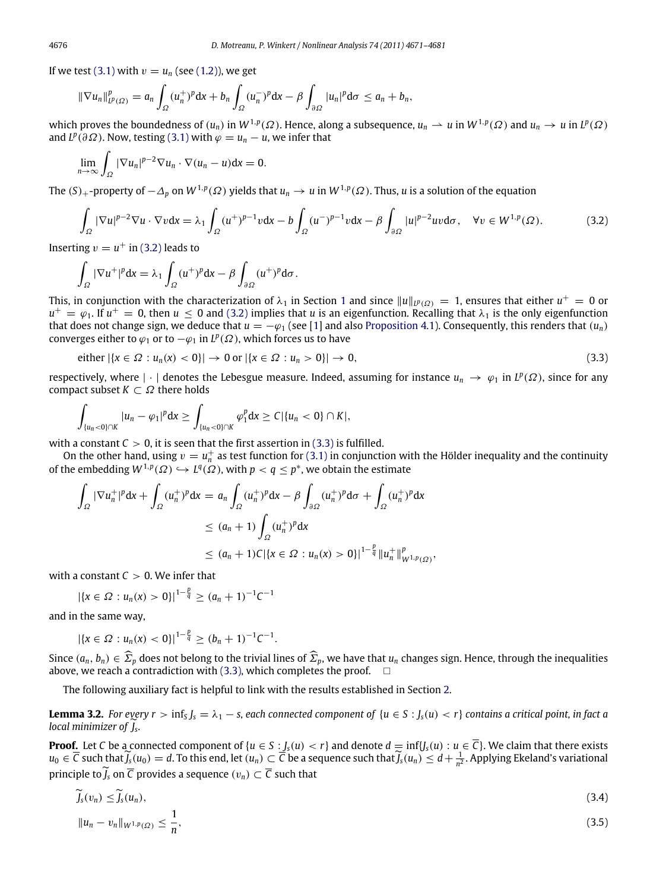If we test (3.1) with $v = u_n$ (see (1.2)), we get

$$\|\nabla u_n\|^p_{L^p(\Omega)} = a_n \int_\Omega (u_n^+)^p \mathrm{d}x + b_n \int_\Omega (u_n^-)^p \mathrm{d}x - \beta \int_{\partial\Omega} |u_n|^p \mathrm{d}\sigma \le a_n + b_n,$$

which proves the boundedness of $(u_n)$ in $W^{1,p}(\Omega)$. Hence, along a subsequence, $u_n \rightharpoonup u$ in $W^{1,p}(\Omega)$ and $u_n \to u$ in $L^p(\Omega)$ and $L^p(\partial\Omega)$. Now, testing (3.1) with $\varphi = u_n - u$, we infer that

$$\lim_{n\to\infty} \int_\Omega |\nabla u_n|^{p-2} \nabla u_n \cdot \nabla(u_n - u) \mathrm{d}x = 0.$$

The $(S)_+$-property of $-\Delta_p$ on $W^{1,p}(\Omega)$ yields that $u_n \to u$ in $W^{1,p}(\Omega)$. Thus, $u$ is a solution of the equation

$$\int_\Omega |\nabla u|^{p-2} \nabla u \cdot \nabla v \mathrm{d}x = \lambda_1 \int_\Omega (u^+)^{p-1} v \mathrm{d}x - b \int_\Omega (u^-)^{p-1} v \mathrm{d}x - \beta \int_{\partial\Omega} |u|^{p-2} uv \mathrm{d}\sigma, \quad \forall v \in W^{1,p}(\Omega). \tag{3.2}$$

Inserting $v = u^+$ in (3.2) leads to

$$\int_\Omega |\nabla u^+|^p \mathrm{d}x = \lambda_1 \int_\Omega (u^+)^p \mathrm{d}x - \beta \int_{\partial\Omega} (u^+)^p \mathrm{d}\sigma.$$

This, in conjunction with the characterization of $\lambda_1$ in Section 1 and since $\|u\|_{L^p(\Omega)} = 1$, ensures that either $u^+ = 0$ or $u^+ = \varphi_1$. If $u^+ = 0$, then $u \le 0$ and (3.2) implies that $u$ is an eigenfunction. Recalling that $\lambda_1$ is the only eigenfunction that does not change sign, we deduce that $u = -\varphi_1$ (see [1] and also Proposition 4.1). Consequently, this renders that $(u_n)$ converges either to $\varphi_1$ or to $-\varphi_1$ in $L^p(\Omega)$, which forces us to have

$$\text{either } |\{x \in \Omega : u_n(x) < 0\}| \to 0 \text{ or } |\{x \in \Omega : u_n > 0\}| \to 0, \tag{3.3}$$

respectively, where $|\cdot|$ denotes the Lebesgue measure. Indeed, assuming for instance $u_n \to \varphi_1$ in $L^p(\Omega)$, since for any compact subset $K \subset \Omega$ there holds

$$\int_{\{u_n<0\}\cap K} |u_n - \varphi_1|^p \mathrm{d}x \ge \int_{\{u_n<0\}\cap K} \varphi_1^p \mathrm{d}x \ge C|\{u_n < 0\} \cap K|,$$

with a constant $C > 0$, it is seen that the first assertion in (3.3) is fulfilled.

On the other hand, using $v = u_n^+$ as test function for (3.1) in conjunction with the Hölder inequality and the continuity of the embedding $W^{1,p}(\Omega) \hookrightarrow L^q(\Omega)$, with $p < q \le p^*$, we obtain the estimate

$$\begin{aligned}
\int_\Omega |\nabla u_n^+|^p \mathrm{d}x + \int_\Omega (u_n^+)^p \mathrm{d}x &= a_n \int_\Omega (u_n^+)^p \mathrm{d}x - \beta \int_{\partial\Omega} (u_n^+)^p \mathrm{d}\sigma + \int_\Omega (u_n^+)^p \mathrm{d}x \\
&\le (a_n + 1) \int_\Omega (u_n^+)^p \mathrm{d}x \\
&\le (a_n + 1) C |\{x \in \Omega : u_n(x) > 0\}|^{1-\frac{p}{q}} \|u_n^+\|^p_{W^{1,p}(\Omega)},
\end{aligned}$$

with a constant $C > 0$. We infer that

$$|\{x \in \Omega : u_n(x) > 0\}|^{1-\frac{p}{q}} \ge (a_n + 1)^{-1} C^{-1}$$

and in the same way,

$$|\{x \in \Omega : u_n(x) < 0\}|^{1-\frac{p}{q}} \ge (b_n + 1)^{-1} C^{-1}.$$

Since $(a_n, b_n) \in \widehat{\Sigma}_p$ does not belong to the trivial lines of $\widehat{\Sigma}_p$, we have that $u_n$ changes sign. Hence, through the inequalities above, we reach a contradiction with (3.3), which completes the proof. $\square$

The following auxiliary fact is helpful to link with the results established in Section 2.

**Lemma 3.2.** *For every $r > \inf_S J_s = \lambda_1 - s$, each connected component of $\{u \in S : \widetilde{J}_s(u) < r\}$ contains a critical point, in fact a local minimizer of $\widetilde{J}_s$.*

**Proof.** Let $C$ be a connected component of $\{u \in S : \widetilde{J}_s(u) < r\}$ and denote $d = \inf\{\widetilde{J}_s(u) : u \in \overline{C}\}$. We claim that there exists $u_0 \in \overline{C}$ such that $\widetilde{J}_s(u_0) = d$. To this end, let $(u_n) \subset \overline{C}$ be a sequence such that $\widetilde{J}_s(u_n) \le d + \frac{1}{n^2}$. Applying Ekeland's variational principle to $\widetilde{J}_s$ on $\overline{C}$ provides a sequence $(v_n) \subset \overline{C}$ such that

$$\widetilde{J}_s(v_n) \le \widetilde{J}_s(u_n), \tag{3.4}$$

$$\|u_n - v_n\|_{W^{1,p}(\Omega)} \le \frac{1}{n}, \tag{3.5}$$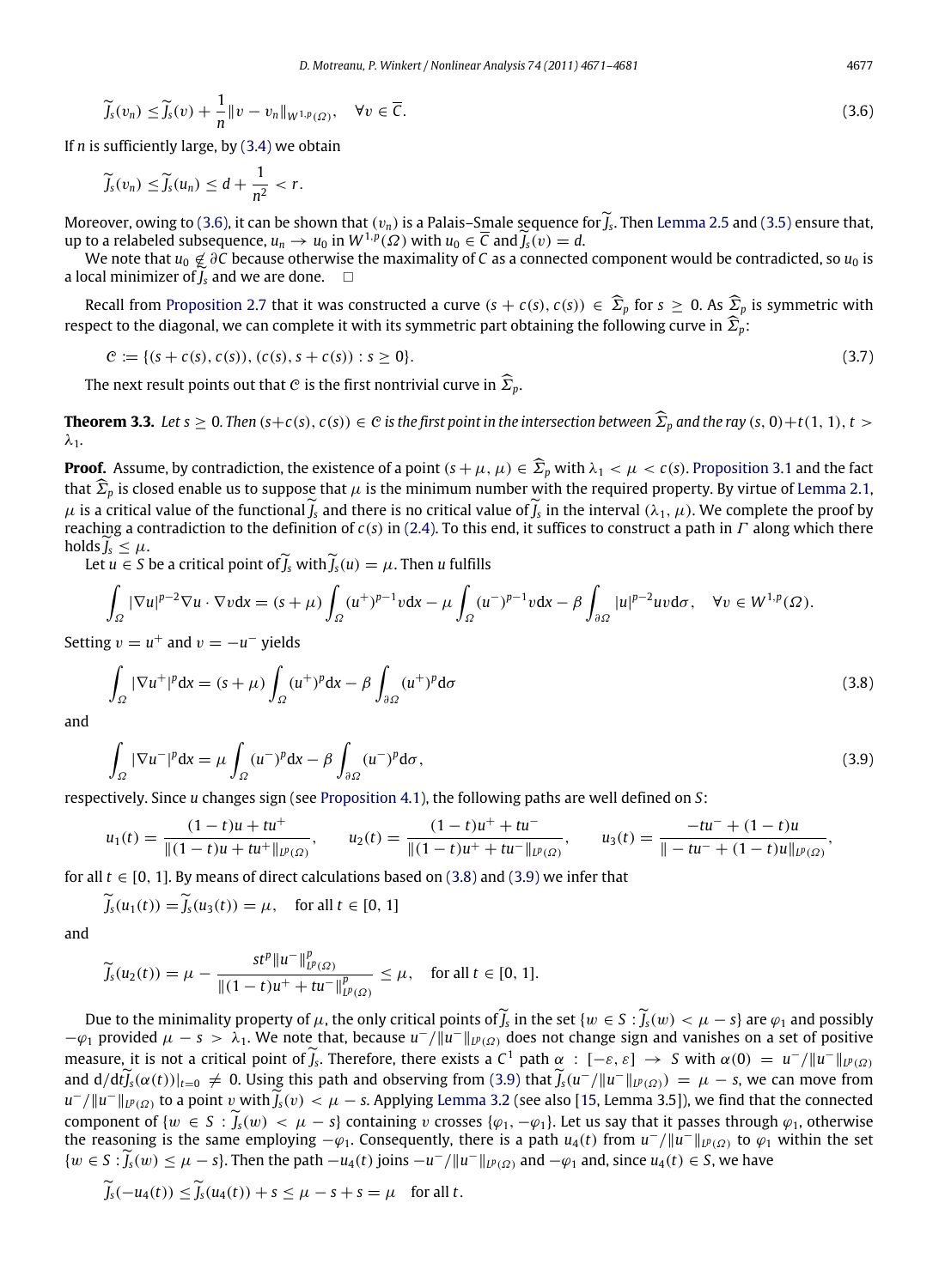$$\widetilde{J}_s(v_n) \le \widetilde{J}_s(v) + \frac{1}{n}\|v - v_n\|_{W^{1,p}(\Omega)}, \quad \forall v \in \overline{C}. \tag{3.6}$$

If $n$ is sufficiently large, by (3.4) we obtain

$$\widetilde{J}_s(v_n) \le \widetilde{J}_s(u_n) \le d + \frac{1}{n^2} < r.$$

Moreover, owing to (3.6), it can be shown that $(v_n)$ is a Palais–Smale sequence for $\widetilde{J}_s$. Then Lemma 2.5 and (3.5) ensure that, up to a relabeled subsequence, $u_n \to u_0$ in $W^{1,p}(\Omega)$ with $u_0 \in \overline{C}$ and $\widetilde{J}_s(v) = d$.

We note that $u_0 \notin \partial C$ because otherwise the maximality of $C$ as a connected component would be contradicted, so $u_0$ is a local minimizer of $\widetilde{J}_s$ and we are done. $\square$

Recall from Proposition 2.7 that it was constructed a curve $(s + c(s), c(s)) \in \widehat{\Sigma}_p$ for $s \ge 0$. As $\widehat{\Sigma}_p$ is symmetric with respect to the diagonal, we can complete it with its symmetric part obtaining the following curve in $\widehat{\Sigma}_p$:

$$\mathcal{C} := \{(s + c(s), c(s)), (c(s), s + c(s)) : s \ge 0\}. \tag{3.7}$$

The next result points out that $\mathcal{C}$ is the first nontrivial curve in $\widehat{\Sigma}_p$.

**Theorem 3.3.** *Let $s \ge 0$. Then $(s+c(s), c(s)) \in \mathcal{C}$ is the first point in the intersection between $\widehat{\Sigma}_p$ and the ray $(s, 0)+t(1, 1)$, $t > \lambda_1$.*

**Proof.** Assume, by contradiction, the existence of a point $(s + \mu, \mu) \in \widehat{\Sigma}_p$ with $\lambda_1 < \mu < c(s)$. Proposition 3.1 and the fact that $\widehat{\Sigma}_p$ is closed enable us to suppose that $\mu$ is the minimum number with the required property. By virtue of Lemma 2.1, $\mu$ is a critical value of the functional $\widetilde{J}_s$ and there is no critical value of $\widetilde{J}_s$ in the interval $(\lambda_1, \mu)$. We complete the proof by reaching a contradiction to the definition of $c(s)$ in (2.4). To this end, it suffices to construct a path in $\Gamma$ along which there holds $\widetilde{J}_s \le \mu$.

Let $u \in S$ be a critical point of $\widetilde{J}_s$ with $\widetilde{J}_s(u) = \mu$. Then $u$ fulfills

$$\int_\Omega |\nabla u|^{p-2}\nabla u \cdot \nabla v \mathrm{d}x = (s + \mu)\int_\Omega (u^+)^{p-1} v \mathrm{d}x - \mu \int_\Omega (u^-)^{p-1} v \mathrm{d}x - \beta \int_{\partial\Omega} |u|^{p-2} u v \mathrm{d}\sigma, \quad \forall v \in W^{1,p}(\Omega).$$

Setting $v = u^+$ and $v = -u^-$ yields

$$\int_\Omega |\nabla u^+|^p \mathrm{d}x = (s + \mu)\int_\Omega (u^+)^p \mathrm{d}x - \beta \int_{\partial\Omega} (u^+)^p \mathrm{d}\sigma \tag{3.8}$$

and

$$\int_\Omega |\nabla u^-|^p \mathrm{d}x = \mu \int_\Omega (u^-)^p \mathrm{d}x - \beta \int_{\partial\Omega} (u^-)^p \mathrm{d}\sigma, \tag{3.9}$$

respectively. Since $u$ changes sign (see Proposition 4.1), the following paths are well defined on $S$:

$$u_1(t) = \frac{(1-t)u + tu^+}{\|(1-t)u + tu^+\|_{L^p(\Omega)}}, \qquad u_2(t) = \frac{(1-t)u^+ + tu^-}{\|(1-t)u^+ + tu^-\|_{L^p(\Omega)}}, \qquad u_3(t) = \frac{-tu^- + (1-t)u}{\|-tu^- + (1-t)u\|_{L^p(\Omega)}},$$

for all $t \in [0, 1]$. By means of direct calculations based on (3.8) and (3.9) we infer that

$$\widetilde{J}_s(u_1(t)) = \widetilde{J}_s(u_3(t)) = \mu, \quad \text{for all } t \in [0, 1]$$

and

$$\widetilde{J}_s(u_2(t)) = \mu - \frac{st^p\|u^-\|^p_{L^p(\Omega)}}{\|(1-t)u^+ + tu^-\|^p_{L^p(\Omega)}} \le \mu, \quad \text{for all } t \in [0, 1].$$

Due to the minimality property of $\mu$, the only critical points of $\widetilde{J}_s$ in the set $\{w \in S : \widetilde{J}_s(w) < \mu - s\}$ are $\varphi_1$ and possibly $-\varphi_1$ provided $\mu - s > \lambda_1$. We note that, because $u^-/\|u^-\|_{L^p(\Omega)}$ does not change sign and vanishes on a set of positive measure, it is not a critical point of $\widetilde{J}_s$. Therefore, there exists a $C^1$ path $\alpha : [-\varepsilon, \varepsilon] \to S$ with $\alpha(0) = u^-/\|u^-\|_{L^p(\Omega)}$ and $\mathrm{d}/\mathrm{d}t\widetilde{J}_s(\alpha(t))|_{t=0} \ne 0$. Using this path and observing from (3.9) that $\widetilde{J}_s(u^-/\|u^-\|_{L^p(\Omega)}) = \mu - s$, we can move from $u^-/\|u^-\|_{L^p(\Omega)}$ to a point $v$ with $\widetilde{J}_s(v) < \mu - s$. Applying Lemma 3.2 (see also [15, Lemma 3.5]), we find that the connected component of $\{w \in S : \widetilde{J}_s(w) < \mu - s\}$ containing $v$ crosses $\{\varphi_1, -\varphi_1\}$. Let us say that it passes through $\varphi_1$, otherwise the reasoning is the same employing $-\varphi_1$. Consequently, there is a path $u_4(t)$ from $u^-/\|u^-\|_{L^p(\Omega)}$ to $\varphi_1$ within the set $\{w \in S : \widetilde{J}_s(w) \le \mu - s\}$. Then the path $-u_4(t)$ joins $-u^-/\|u^-\|_{L^p(\Omega)}$ and $-\varphi_1$ and, since $u_4(t) \in S$, we have

$$\widetilde{J}_s(-u_4(t)) \le \widetilde{J}_s(u_4(t)) + s \le \mu - s + s = \mu \quad \text{for all } t.$$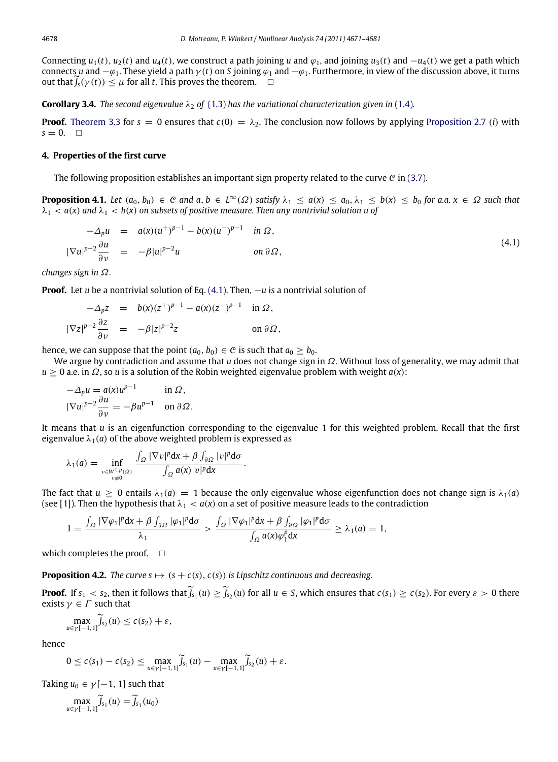Connecting $u_1(t)$, $u_2(t)$ and $u_4(t)$, we construct a path joining $u$ and $\varphi_1$, and joining $u_3(t)$ and $-u_4(t)$ we get a path which connects $u$ and $-\varphi_1$. These yield a path $\gamma(t)$ on $S$ joining $\varphi_1$ and $-\varphi_1$. Furthermore, in view of the discussion above, it turns out that $\widetilde{J}_s(\gamma(t)) \leq \mu$ for all $t$. This proves the theorem. $\square$

**Corollary 3.4.** *The second eigenvalue $\lambda_2$ of (1.3) has the variational characterization given in (1.4).*

**Proof.** Theorem 3.3 for $s = 0$ ensures that $c(0) = \lambda_2$. The conclusion now follows by applying Proposition 2.7 (*i*) with $s = 0$. $\square$

## 4. Properties of the first curve

The following proposition establishes an important sign property related to the curve $\mathcal{C}$ in (3.7).

**Proposition 4.1.** *Let $(a_0, b_0) \in \mathcal{C}$ and $a, b \in L^\infty(\Omega)$ satisfy $\lambda_1 \leq a(x) \leq a_0$, $\lambda_1 \leq b(x) \leq b_0$ for a.a. $x \in \Omega$ such that $\lambda_1 < a(x)$ and $\lambda_1 < b(x)$ on subsets of positive measure. Then any nontrivial solution $u$ of*

$$
\begin{aligned}
-\Delta_p u &= a(x)(u^+)^{p-1} - b(x)(u^-)^{p-1} \quad \text{in } \Omega, \\
|\nabla u|^{p-2}\frac{\partial u}{\partial \nu} &= -\beta |u|^{p-2}u \quad \text{on } \partial\Omega,
\end{aligned}
\tag{4.1}
$$

*changes sign in $\Omega$.*

**Proof.** Let $u$ be a nontrivial solution of Eq. (4.1). Then, $-u$ is a nontrivial solution of

$$
\begin{aligned}
-\Delta_p z &= b(x)(z^+)^{p-1} - a(x)(z^-)^{p-1} \quad \text{in } \Omega, \\
|\nabla z|^{p-2}\frac{\partial z}{\partial \nu} &= -\beta |z|^{p-2}z \quad \text{on } \partial\Omega,
\end{aligned}
$$

hence, we can suppose that the point $(a_0, b_0) \in \mathcal{C}$ is such that $a_0 \geq b_0$.

We argue by contradiction and assume that $u$ does not change sign in $\Omega$. Without loss of generality, we may admit that $u \geq 0$ a.e. in $\Omega$, so $u$ is a solution of the Robin weighted eigenvalue problem with weight $a(x)$:

$$
\begin{aligned}
-\Delta_p u &= a(x)u^{p-1} \quad \text{in } \Omega, \\
|\nabla u|^{p-2}\frac{\partial u}{\partial \nu} &= -\beta u^{p-1} \quad \text{on } \partial\Omega.
\end{aligned}
$$

It means that $u$ is an eigenfunction corresponding to the eigenvalue 1 for this weighted problem. Recall that the first eigenvalue $\lambda_1(a)$ of the above weighted problem is expressed as

$$
\lambda_1(a) = \inf_{\substack{v \in W^{1,p}(\Omega) \\ v \neq 0}} \frac{\int_\Omega |\nabla v|^p \mathrm{d}x + \beta \int_{\partial\Omega} |v|^p \mathrm{d}\sigma}{\int_\Omega a(x)|v|^p \mathrm{d}x}.
$$

The fact that $u \geq 0$ entails $\lambda_1(a) = 1$ because the only eigenvalue whose eigenfunction does not change sign is $\lambda_1(a)$ (see [1]). Then the hypothesis that $\lambda_1 < a(x)$ on a set of positive measure leads to the contradiction

$$
1 = \frac{\int_\Omega |\nabla \varphi_1|^p \mathrm{d}x + \beta \int_{\partial\Omega} |\varphi_1|^p \mathrm{d}\sigma}{\lambda_1} > \frac{\int_\Omega |\nabla \varphi_1|^p \mathrm{d}x + \beta \int_{\partial\Omega} |\varphi_1|^p \mathrm{d}\sigma}{\int_\Omega a(x)\varphi_1^p \mathrm{d}x} \geq \lambda_1(a) = 1,
$$

which completes the proof. $\square$

**Proposition 4.2.** *The curve $s \mapsto (s + c(s), c(s))$ is Lipschitz continuous and decreasing.*

**Proof.** If $s_1 < s_2$, then it follows that $\widetilde{J}_{s_1}(u) \geq \widetilde{J}_{s_2}(u)$ for all $u \in S$, which ensures that $c(s_1) \geq c(s_2)$. For every $\varepsilon > 0$ there exists $\gamma \in \Gamma$ such that

$$
\max_{u \in \gamma[-1,1]} \widetilde{J}_{s_2}(u) \leq c(s_2) + \varepsilon,
$$

hence

$$
0 \leq c(s_1) - c(s_2) \leq \max_{u \in \gamma[-1,1]} \widetilde{J}_{s_1}(u) - \max_{u \in \gamma[-1,1]} \widetilde{J}_{s_2}(u) + \varepsilon.
$$

Taking $u_0 \in \gamma[-1, 1]$ such that

$$
\max_{u \in \gamma[-1,1]} \widetilde{J}_{s_1}(u) = \widetilde{J}_{s_1}(u_0)
$$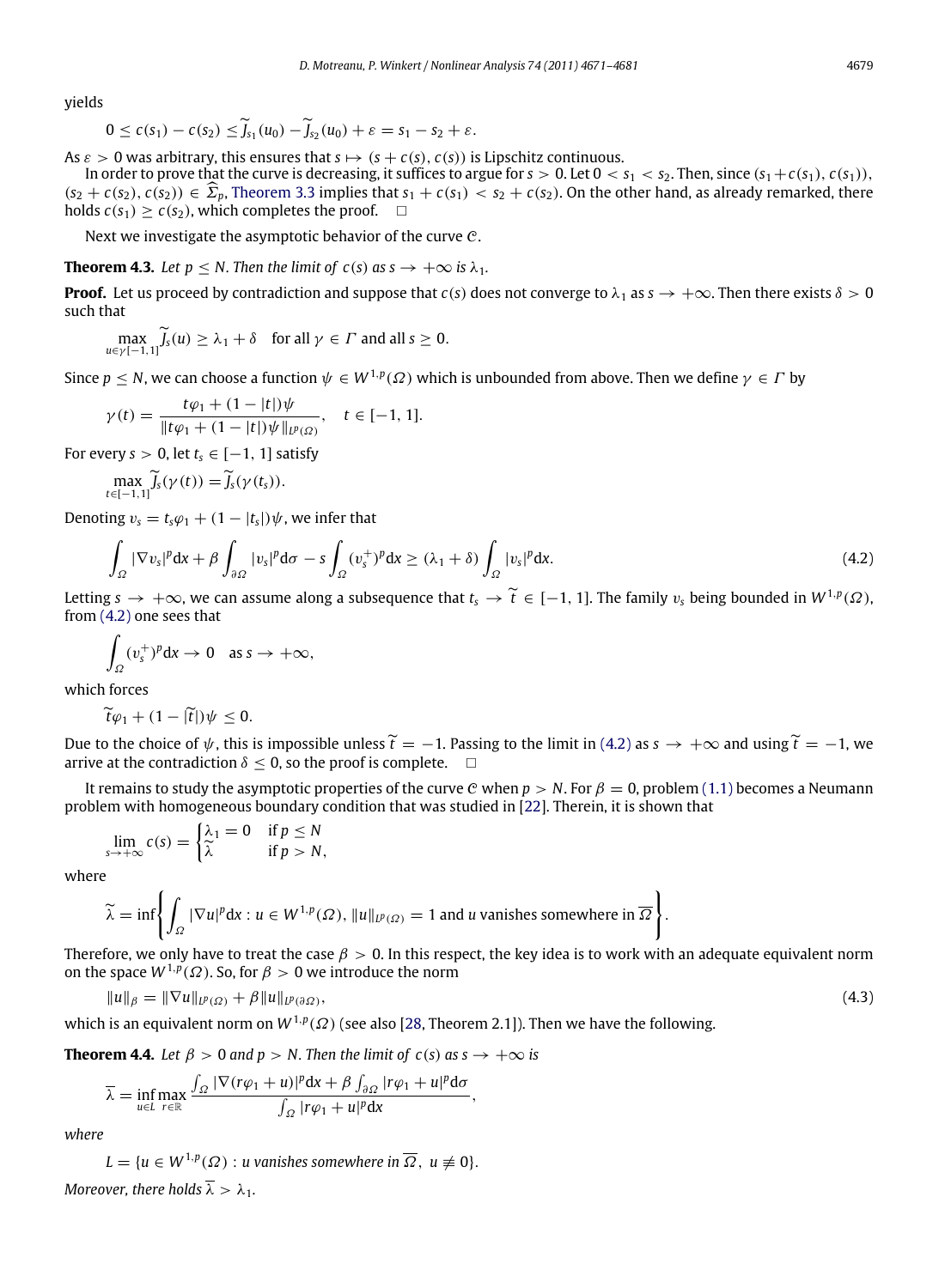yields

$$0 \leq c(s_1) - c(s_2) \leq \widetilde{J}_{s_1}(u_0) - \widetilde{J}_{s_2}(u_0) + \varepsilon = s_1 - s_2 + \varepsilon.$$

As $\varepsilon > 0$ was arbitrary, this ensures that $s \mapsto (s + c(s), c(s))$ is Lipschitz continuous.

In order to prove that the curve is decreasing, it suffices to argue for $s > 0$. Let $0 < s_1 < s_2$. Then, since $(s_1 + c(s_1), c(s_1))$, $(s_2 + c(s_2), c(s_2)) \in \widehat{\Sigma}_p$, Theorem 3.3 implies that $s_1 + c(s_1) < s_2 + c(s_2)$. On the other hand, as already remarked, there holds $c(s_1) \geq c(s_2)$, which completes the proof. $\square$

Next we investigate the asymptotic behavior of the curve $\mathcal{C}$.

**Theorem 4.3.** *Let $p \leq N$. Then the limit of $c(s)$ as $s \to +\infty$ is $\lambda_1$.*

**Proof.** Let us proceed by contradiction and suppose that $c(s)$ does not converge to $\lambda_1$ as $s \to +\infty$. Then there exists $\delta > 0$ such that

$$\max_{u \in \gamma[-1,1]} \widetilde{J}_s(u) \geq \lambda_1 + \delta \quad \text{for all } \gamma \in \Gamma \text{ and all } s \geq 0.$$

Since $p \leq N$, we can choose a function $\psi \in W^{1,p}(\Omega)$ which is unbounded from above. Then we define $\gamma \in \Gamma$ by

$$\gamma(t) = \frac{t\varphi_1 + (1 - |t|)\psi}{\|t\varphi_1 + (1 - |t|)\psi\|_{L^p(\Omega)}}, \quad t \in [-1, 1].$$

For every $s > 0$, let $t_s \in [-1, 1]$ satisfy

$$\max_{t \in [-1,1]} \widetilde{J}_s(\gamma(t)) = \widetilde{J}_s(\gamma(t_s)).$$

Denoting $v_s = t_s\varphi_1 + (1 - |t_s|)\psi$, we infer that

$$\int_\Omega |\nabla v_s|^p \mathrm{d}x + \beta \int_{\partial\Omega} |v_s|^p \mathrm{d}\sigma - s \int_\Omega (v_s^+)^p \mathrm{d}x \geq (\lambda_1 + \delta) \int_\Omega |v_s|^p \mathrm{d}x. \tag{4.2}$$

Letting $s \to +\infty$, we can assume along a subsequence that $t_s \to \widetilde{t} \in [-1, 1]$. The family $v_s$ being bounded in $W^{1,p}(\Omega)$, from (4.2) one sees that

$$\int_\Omega (v_s^+)^p \mathrm{d}x \to 0 \quad \text{as } s \to +\infty,$$

which forces

$$\widetilde{t}\varphi_1 + (1 - |\widetilde{t}|)\psi \leq 0.$$

Due to the choice of $\psi$, this is impossible unless $\widetilde{t} = -1$. Passing to the limit in (4.2) as $s \to +\infty$ and using $\widetilde{t} = -1$, we arrive at the contradiction $\delta \leq 0$, so the proof is complete. $\square$

It remains to study the asymptotic properties of the curve $\mathcal{C}$ when $p > N$. For $\beta = 0$, problem (1.1) becomes a Neumann problem with homogeneous boundary condition that was studied in [22]. Therein, it is shown that

$$\lim_{s \to +\infty} c(s) = \begin{cases} \lambda_1 = 0 & \text{if } p \leq N \\ \widetilde{\lambda} & \text{if } p > N, \end{cases}$$

where

$$\widetilde{\lambda} = \inf\left\{ \int_\Omega |\nabla u|^p \mathrm{d}x : u \in W^{1,p}(\Omega), \|u\|_{L^p(\Omega)} = 1 \text{ and } u \text{ vanishes somewhere in } \overline{\Omega} \right\}.$$

Therefore, we only have to treat the case $\beta > 0$. In this respect, the key idea is to work with an adequate equivalent norm on the space $W^{1,p}(\Omega)$. So, for $\beta > 0$ we introduce the norm

$$\|u\|_\beta = \|\nabla u\|_{L^p(\Omega)} + \beta \|u\|_{L^p(\partial\Omega)}, \tag{4.3}$$

which is an equivalent norm on $W^{1,p}(\Omega)$ (see also [28, Theorem 2.1]). Then we have the following.

**Theorem 4.4.** *Let $\beta > 0$ and $p > N$. Then the limit of $c(s)$ as $s \to +\infty$ is*

$$\overline{\lambda} = \inf_{u \in L} \max_{r \in \mathbb{R}} \frac{\int_\Omega |\nabla(r\varphi_1 + u)|^p \mathrm{d}x + \beta \int_{\partial\Omega} |r\varphi_1 + u|^p \mathrm{d}\sigma}{\int_\Omega |r\varphi_1 + u|^p \mathrm{d}x},$$

*where*

$$L = \{u \in W^{1,p}(\Omega) : u \text{ vanishes somewhere in } \overline{\Omega}, \ u \not\equiv 0\}.$$

*Moreover, there holds $\overline{\lambda} > \lambda_1$.*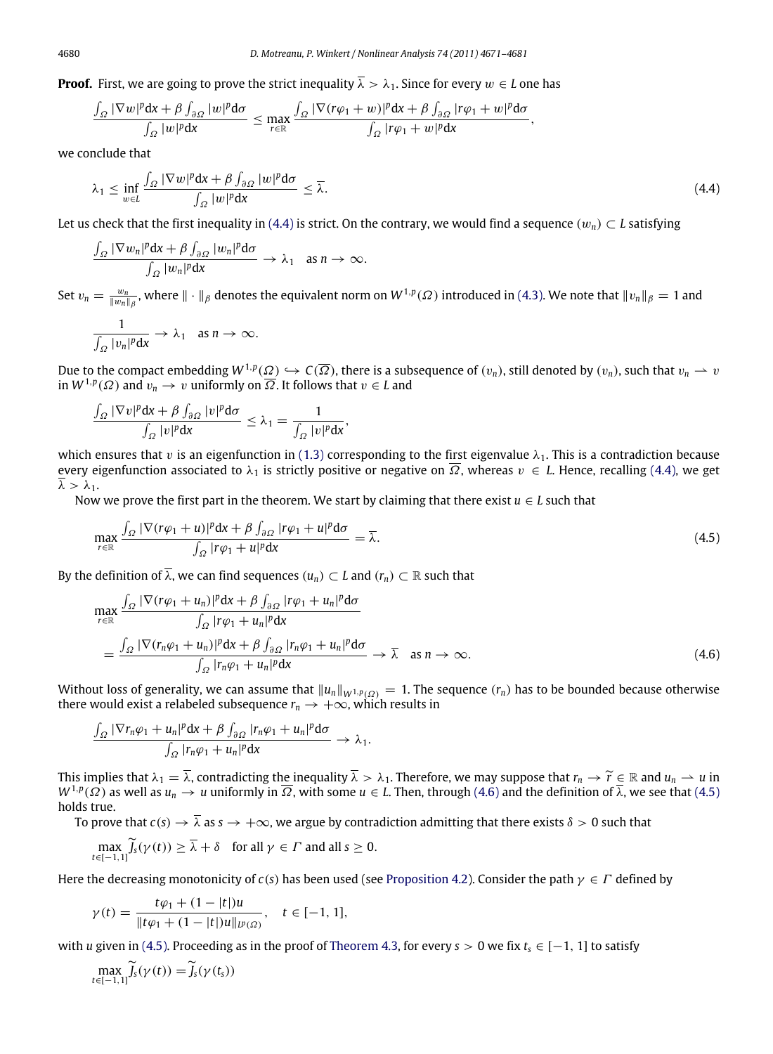**Proof.** First, we are going to prove the strict inequality $\overline{\lambda} > \lambda_1$. Since for every $w \in L$ one has

$$\frac{\int_\Omega |\nabla w|^p \mathrm{d}x + \beta \int_{\partial\Omega} |w|^p \mathrm{d}\sigma}{\int_\Omega |w|^p \mathrm{d}x} \le \max_{r\in\mathbb{R}} \frac{\int_\Omega |\nabla(r\varphi_1 + w)|^p \mathrm{d}x + \beta \int_{\partial\Omega} |r\varphi_1 + w|^p \mathrm{d}\sigma}{\int_\Omega |r\varphi_1 + w|^p \mathrm{d}x},$$

we conclude that

$$\lambda_1 \le \inf_{w\in L} \frac{\int_\Omega |\nabla w|^p \mathrm{d}x + \beta \int_{\partial\Omega} |w|^p \mathrm{d}\sigma}{\int_\Omega |w|^p \mathrm{d}x} \le \overline{\lambda}. \tag{4.4}$$

Let us check that the first inequality in (4.4) is strict. On the contrary, we would find a sequence $(w_n) \subset L$ satisfying

$$\frac{\int_\Omega |\nabla w_n|^p \mathrm{d}x + \beta \int_{\partial\Omega} |w_n|^p \mathrm{d}\sigma}{\int_\Omega |w_n|^p \mathrm{d}x} \to \lambda_1 \quad \text{as } n \to \infty.$$

Set $v_n = \frac{w_n}{\|w_n\|_\beta}$, where $\|\cdot\|_\beta$ denotes the equivalent norm on $W^{1,p}(\Omega)$ introduced in (4.3). We note that $\|v_n\|_\beta = 1$ and

$$\frac{1}{\int_\Omega |v_n|^p \mathrm{d}x} \to \lambda_1 \quad \text{as } n \to \infty.$$

Due to the compact embedding $W^{1,p}(\Omega) \hookrightarrow C(\overline{\Omega})$, there is a subsequence of $(v_n)$, still denoted by $(v_n)$, such that $v_n \rightharpoonup v$ in $W^{1,p}(\Omega)$ and $v_n \to v$ uniformly on $\overline{\Omega}$. It follows that $v \in L$ and

$$\frac{\int_\Omega |\nabla v|^p \mathrm{d}x + \beta \int_{\partial\Omega} |v|^p \mathrm{d}\sigma}{\int_\Omega |v|^p \mathrm{d}x} \le \lambda_1 = \frac{1}{\int_\Omega |v|^p \mathrm{d}x},$$

which ensures that $v$ is an eigenfunction in (1.3) corresponding to the first eigenvalue $\lambda_1$. This is a contradiction because every eigenfunction associated to $\lambda_1$ is strictly positive or negative on $\overline{\Omega}$, whereas $v \in L$. Hence, recalling (4.4), we get $\overline{\lambda} > \lambda_1$.

Now we prove the first part in the theorem. We start by claiming that there exist $u \in L$ such that

$$\max_{r\in\mathbb{R}} \frac{\int_\Omega |\nabla(r\varphi_1 + u)|^p \mathrm{d}x + \beta \int_{\partial\Omega} |r\varphi_1 + u|^p \mathrm{d}\sigma}{\int_\Omega |r\varphi_1 + u|^p \mathrm{d}x} = \overline{\lambda}. \tag{4.5}$$

By the definition of $\overline{\lambda}$, we can find sequences $(u_n) \subset L$ and $(r_n) \subset \mathbb{R}$ such that

$$\begin{aligned}
&\max_{r\in\mathbb{R}} \frac{\int_\Omega |\nabla(r\varphi_1 + u_n)|^p \mathrm{d}x + \beta \int_{\partial\Omega} |r\varphi_1 + u_n|^p \mathrm{d}\sigma}{\int_\Omega |r\varphi_1 + u_n|^p \mathrm{d}x} \\
&\quad = \frac{\int_\Omega |\nabla(r_n\varphi_1 + u_n)|^p \mathrm{d}x + \beta \int_{\partial\Omega} |r_n\varphi_1 + u_n|^p \mathrm{d}\sigma}{\int_\Omega |r_n\varphi_1 + u_n|^p \mathrm{d}x} \to \overline{\lambda} \quad \text{as } n \to \infty.
\end{aligned} \tag{4.6}$$

Without loss of generality, we can assume that $\|u_n\|_{W^{1,p}(\Omega)} = 1$. The sequence $(r_n)$ has to be bounded because otherwise there would exist a relabeled subsequence $r_n \to +\infty$, which results in

$$\frac{\int_\Omega |\nabla r_n\varphi_1 + u_n|^p \mathrm{d}x + \beta \int_{\partial\Omega} |r_n\varphi_1 + u_n|^p \mathrm{d}\sigma}{\int_\Omega |r_n\varphi_1 + u_n|^p \mathrm{d}x} \to \lambda_1.$$

This implies that $\lambda_1 = \overline{\lambda}$, contradicting the inequality $\overline{\lambda} > \lambda_1$. Therefore, we may suppose that $r_n \to \widetilde{r} \in \mathbb{R}$ and $u_n \rightharpoonup u$ in $W^{1,p}(\Omega)$ as well as $u_n \to u$ uniformly in $\overline{\Omega}$, with some $u \in L$. Then, through (4.6) and the definition of $\overline{\lambda}$, we see that (4.5) holds true.

To prove that $c(s) \to \overline{\lambda}$ as $s \to +\infty$, we argue by contradiction admitting that there exists $\delta > 0$ such that

$$\max_{t\in[-1,1]} \widetilde{J}_s(\gamma(t)) \ge \overline{\lambda} + \delta \quad \text{for all } \gamma \in \Gamma \text{ and all } s \ge 0.$$

Here the decreasing monotonicity of $c(s)$ has been used (see Proposition 4.2). Consider the path $\gamma \in \Gamma$ defined by

$$\gamma(t) = \frac{t\varphi_1 + (1 - |t|)u}{\|t\varphi_1 + (1 - |t|)u\|_{L^p(\Omega)}}, \quad t \in [-1, 1],$$

with $u$ given in (4.5). Proceeding as in the proof of Theorem 4.3, for every $s > 0$ we fix $t_s \in [-1, 1]$ to satisfy

$$\max_{t\in[-1,1]} \widetilde{J}_s(\gamma(t)) = \widetilde{J}_s(\gamma(t_s))$$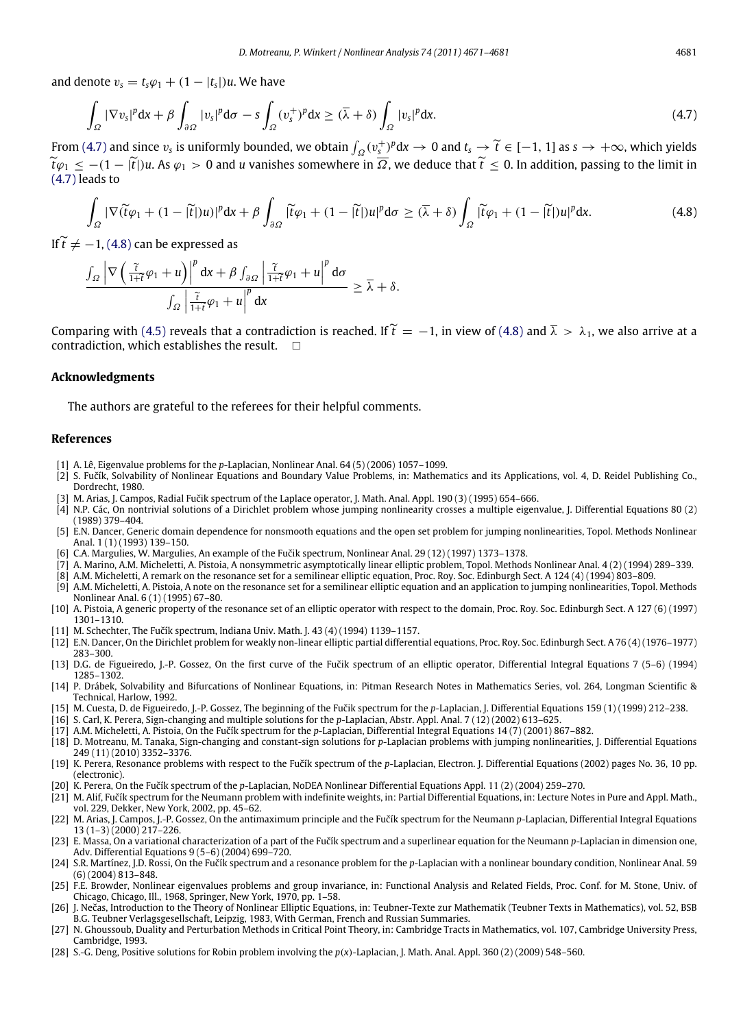and denote $v_s = t_s\varphi_1 + (1 - |t_s|)u$. We have

$$\int_\Omega |\nabla v_s|^p dx + \beta \int_{\partial\Omega} |v_s|^p d\sigma - s\int_\Omega (v_s^+)^p dx \geq (\overline{\lambda} + \delta)\int_\Omega |v_s|^p dx. \tag{4.7}$$

From (4.7) and since $v_s$ is uniformly bounded, we obtain $\int_\Omega (v_s^+)^p dx \to 0$ and $t_s \to \widetilde{t} \in [-1, 1]$ as $s \to +\infty$, which yields $\widetilde{t}\varphi_1 \leq -(1 - |\widetilde{t}|)u$. As $\varphi_1 > 0$ and $u$ vanishes somewhere in $\overline{\Omega}$, we deduce that $\widetilde{t} \leq 0$. In addition, passing to the limit in (4.7) leads to

$$\int_\Omega |\nabla(\widetilde{t}\varphi_1 + (1 - |\widetilde{t}|)u)|^p dx + \beta\int_{\partial\Omega} |\widetilde{t}\varphi_1 + (1 - |\widetilde{t}|)u|^p d\sigma \geq (\overline{\lambda} + \delta)\int_\Omega |\widetilde{t}\varphi_1 + (1 - |\widetilde{t}|)u|^p dx. \tag{4.8}$$

If $\widetilde{t} \neq -1$, (4.8) can be expressed as

$$\frac{\int_\Omega \left|\nabla\left(\frac{\widetilde{t}}{1+\widetilde{t}}\varphi_1 + u\right)\right|^p dx + \beta\int_{\partial\Omega}\left|\frac{\widetilde{t}}{1+\widetilde{t}}\varphi_1 + u\right|^p d\sigma}{\int_\Omega \left|\frac{\widetilde{t}}{1+\widetilde{t}}\varphi_1 + u\right|^p dx} \geq \overline{\lambda} + \delta.$$

Comparing with (4.5) reveals that a contradiction is reached. If $\widetilde{t} = -1$, in view of (4.8) and $\overline{\lambda} > \lambda_1$, we also arrive at a contradiction, which establishes the result. $\square$

## Acknowledgments

The authors are grateful to the referees for their helpful comments.

## References

[1] A. Lê, Eigenvalue problems for the *p*-Laplacian, Nonlinear Anal. 64 (5) (2006) 1057–1099.
[2] S. Fučík, Solvability of Nonlinear Equations and Boundary Value Problems, in: Mathematics and its Applications, vol. 4, D. Reidel Publishing Co., Dordrecht, 1980.
[3] M. Arias, J. Campos, Radial Fučik spectrum of the Laplace operator, J. Math. Anal. Appl. 190 (3) (1995) 654–666.
[4] N.P. Các, On nontrivial solutions of a Dirichlet problem whose jumping nonlinearity crosses a multiple eigenvalue, J. Differential Equations 80 (2) (1989) 379–404.
[5] E.N. Dancer, Generic domain dependence for nonsmooth equations and the open set problem for jumping nonlinearities, Topol. Methods Nonlinear Anal. 1 (1) (1993) 139–150.
[6] C.A. Margulies, W. Margulies, An example of the Fučik spectrum, Nonlinear Anal. 29 (12) (1997) 1373–1378.
[7] A. Marino, A.M. Micheletti, A. Pistoia, A nonsymmetric asymptotically linear elliptic problem, Topol. Methods Nonlinear Anal. 4 (2) (1994) 289–339.
[8] A.M. Micheletti, A remark on the resonance set for a semilinear elliptic equation, Proc. Roy. Soc. Edinburgh Sect. A 124 (4) (1994) 803–809.
[9] A.M. Micheletti, A. Pistoia, A note on the resonance set for a semilinear elliptic equation and an application to jumping nonlinearities, Topol. Methods Nonlinear Anal. 6 (1) (1995) 67–80.
[10] A. Pistoia, A generic property of the resonance set of an elliptic operator with respect to the domain, Proc. Roy. Soc. Edinburgh Sect. A 127 (6) (1997) 1301–1310.
[11] M. Schechter, The Fučík spectrum, Indiana Univ. Math. J. 43 (4) (1994) 1139–1157.
[12] E.N. Dancer, On the Dirichlet problem for weakly non-linear elliptic partial differential equations, Proc. Roy. Soc. Edinburgh Sect. A 76 (4) (1976–1977) 283–300.
[13] D.G. de Figueiredo, J.-P. Gossez, On the first curve of the Fučik spectrum of an elliptic operator, Differential Integral Equations 7 (5–6) (1994) 1285–1302.
[14] P. Drábek, Solvability and Bifurcations of Nonlinear Equations, in: Pitman Research Notes in Mathematics Series, vol. 264, Longman Scientific & Technical, Harlow, 1992.
[15] M. Cuesta, D. de Figueiredo, J.-P. Gossez, The beginning of the Fučik spectrum for the *p*-Laplacian, J. Differential Equations 159 (1) (1999) 212–238.
[16] S. Carl, K. Perera, Sign-changing and multiple solutions for the *p*-Laplacian, Abstr. Appl. Anal. 7 (12) (2002) 613–625.
[17] A.M. Micheletti, A. Pistoia, On the Fučík spectrum for the *p*-Laplacian, Differential Integral Equations 14 (7) (2001) 867–882.
[18] D. Motreanu, M. Tanaka, Sign-changing and constant-sign solutions for *p*-Laplacian problems with jumping nonlinearities, J. Differential Equations 249 (11) (2010) 3352–3376.
[19] K. Perera, Resonance problems with respect to the Fučík spectrum of the *p*-Laplacian, Electron. J. Differential Equations (2002) pages No. 36, 10 pp. (electronic).
[20] K. Perera, On the Fučík spectrum of the *p*-Laplacian, NoDEA Nonlinear Differential Equations Appl. 11 (2) (2004) 259–270.
[21] M. Alif, Fučík spectrum for the Neumann problem with indefinite weights, in: Partial Differential Equations, in: Lecture Notes in Pure and Appl. Math., vol. 229, Dekker, New York, 2002, pp. 45–62.
[22] M. Arias, J. Campos, J.-P. Gossez, On the antimaximum principle and the Fučík spectrum for the Neumann *p*-Laplacian, Differential Integral Equations 13 (1–3) (2000) 217–226.
[23] E. Massa, On a variational characterization of a part of the Fučík spectrum and a superlinear equation for the Neumann *p*-Laplacian in dimension one, Adv. Differential Equations 9 (5–6) (2004) 699–720.
[24] S.R. Martínez, J.D. Rossi, On the Fučík spectrum and a resonance problem for the *p*-Laplacian with a nonlinear boundary condition, Nonlinear Anal. 59 (6) (2004) 813–848.
[25] F.E. Browder, Nonlinear eigenvalues problems and group invariance, in: Functional Analysis and Related Fields, Proc. Conf. for M. Stone, Univ. of Chicago, Chicago, Ill., 1968, Springer, New York, 1970, pp. 1–58.
[26] J. Nečas, Introduction to the Theory of Nonlinear Elliptic Equations, in: Teubner-Texte zur Mathematik (Teubner Texts in Mathematics), vol. 52, BSB B.G. Teubner Verlagsgesellschaft, Leipzig, 1983, With German, French and Russian Summaries.
[27] N. Ghoussoub, Duality and Perturbation Methods in Critical Point Theory, in: Cambridge Tracts in Mathematics, vol. 107, Cambridge University Press, Cambridge, 1993.
[28] S.-G. Deng, Positive solutions for Robin problem involving the *p*(*x*)-Laplacian, J. Math. Anal. Appl. 360 (2) (2009) 548–560.